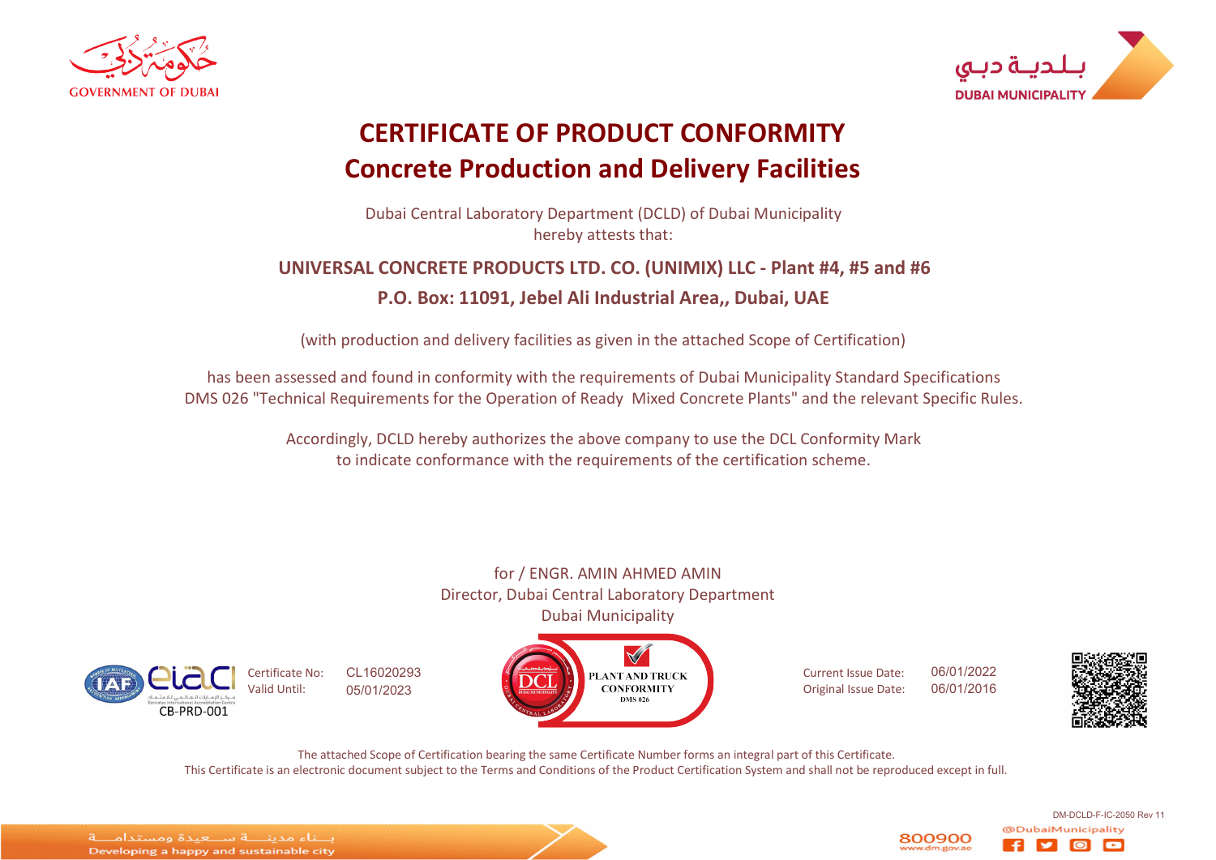GOVERNMENT OF DUBAI

DUBAI MUNICIPALITY

# CERTIFICATE OF PRODUCT CONFORMITY
## Concrete Production and Delivery Facilities

Dubai Central Laboratory Department (DCLD) of Dubai Municipality
hereby attests that:

**UNIVERSAL CONCRETE PRODUCTS LTD. CO. (UNIMIX) LLC - Plant #4, #5 and #6**

**P.O. Box: 11091, Jebel Ali Industrial Area,, Dubai, UAE**

(with production and delivery facilities as given in the attached Scope of Certification)

has been assessed and found in conformity with the requirements of Dubai Municipality Standard Specifications DMS 026 "Technical Requirements for the Operation of Ready Mixed Concrete Plants" and the relevant Specific Rules.

Accordingly, DCLD hereby authorizes the above company to use the DCL Conformity Mark to indicate conformance with the requirements of the certification scheme.

for / ENGR. AMIN AHMED AMIN
Director, Dubai Central Laboratory Department
Dubai Municipality

CB-PRD-001

Certificate No: CL16020293
Valid Until: 05/01/2023

PLANT AND TRUCK CONFORMITY DMS 026

Current Issue Date: 06/01/2022
Original Issue Date: 06/01/2016

The attached Scope of Certification bearing the same Certificate Number forms an integral part of this Certificate.
This Certificate is an electronic document subject to the Terms and Conditions of the Product Certification System and shall not be reproduced except in full.

DM-DCLD-F-IC-2050 Rev 11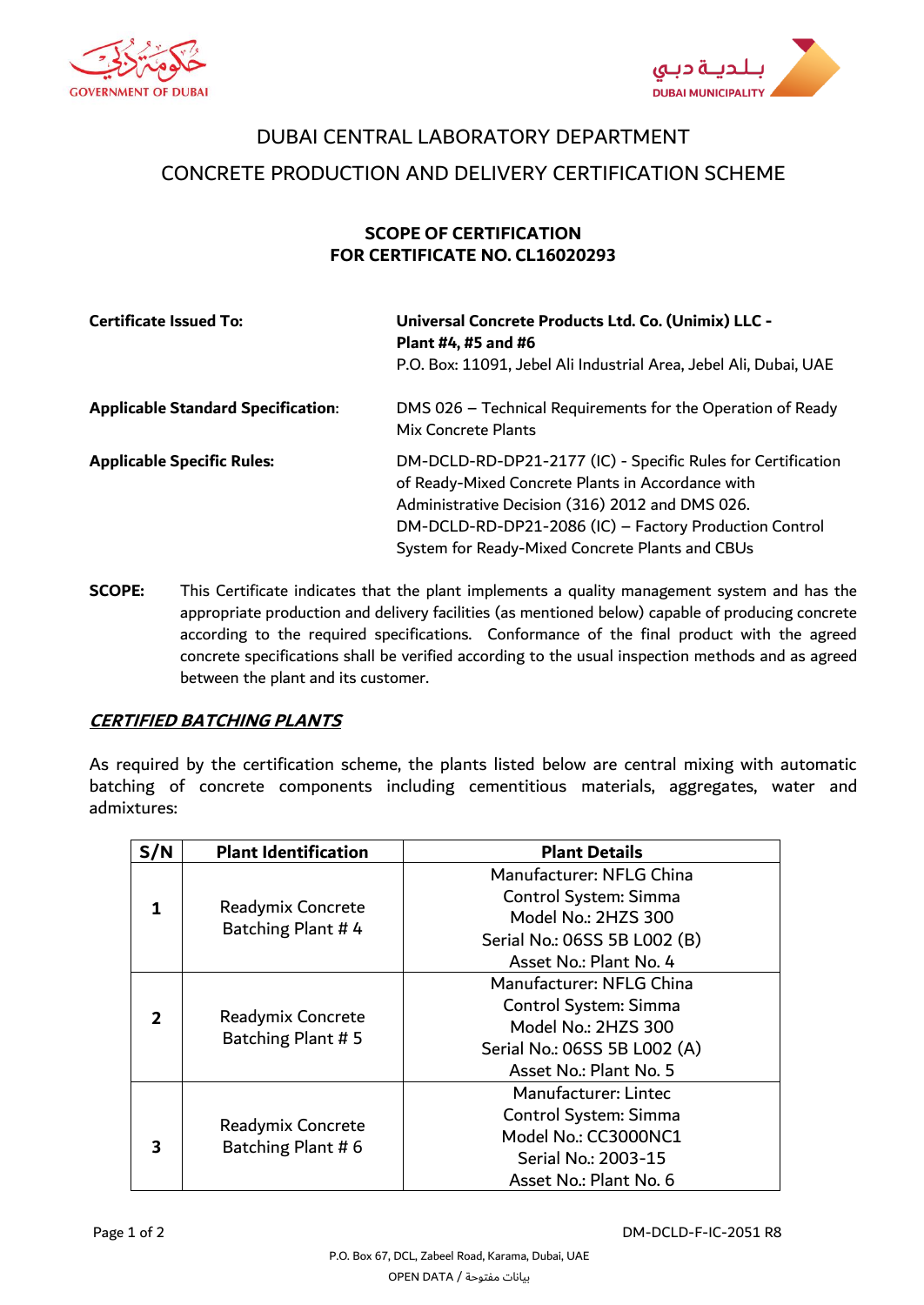GOVERNMENT OF DUBAI

DUBAI MUNICIPALITY

# DUBAI CENTRAL LABORATORY DEPARTMENT

# CONCRETE PRODUCTION AND DELIVERY CERTIFICATION SCHEME

## SCOPE OF CERTIFICATION
## FOR CERTIFICATE NO. CL16020293

**Certificate Issued To:** **Universal Concrete Products Ltd. Co. (Unimix) LLC - Plant #4, #5 and #6**
P.O. Box: 11091, Jebel Ali Industrial Area, Jebel Ali, Dubai, UAE

**Applicable Standard Specification:** DMS 026 – Technical Requirements for the Operation of Ready Mix Concrete Plants

**Applicable Specific Rules:** DM-DCLD-RD-DP21-2177 (IC) - Specific Rules for Certification of Ready-Mixed Concrete Plants in Accordance with Administrative Decision (316) 2012 and DMS 026.
DM-DCLD-RD-DP21-2086 (IC) – Factory Production Control System for Ready-Mixed Concrete Plants and CBUs

**SCOPE:** This Certificate indicates that the plant implements a quality management system and has the appropriate production and delivery facilities (as mentioned below) capable of producing concrete according to the required specifications. Conformance of the final product with the agreed concrete specifications shall be verified according to the usual inspection methods and as agreed between the plant and its customer.

### ***CERTIFIED BATCHING PLANTS***

As required by the certification scheme, the plants listed below are central mixing with automatic batching of concrete components including cementitious materials, aggregates, water and admixtures:

| S/N | Plant Identification | Plant Details |
|---|---|---|
| **1** | Readymix Concrete Batching Plant # 4 | Manufacturer: NFLG China<br>Control System: Simma<br>Model No.: 2HZS 300<br>Serial No.: 06SS 5B L002 (B)<br>Asset No.: Plant No. 4 |
| **2** | Readymix Concrete Batching Plant # 5 | Manufacturer: NFLG China<br>Control System: Simma<br>Model No.: 2HZS 300<br>Serial No.: 06SS 5B L002 (A)<br>Asset No.: Plant No. 5 |
| **3** | Readymix Concrete Batching Plant # 6 | Manufacturer: Lintec<br>Control System: Simma<br>Model No.: CC3000NC1<br>Serial No.: 2003-15<br>Asset No.: Plant No. 6 |

DM-DCLD-F-IC-2051 R8

P.O. Box 67, DCL, Zabeel Road, Karama, Dubai, UAE

OPEN DATA / بيانات مفتوحة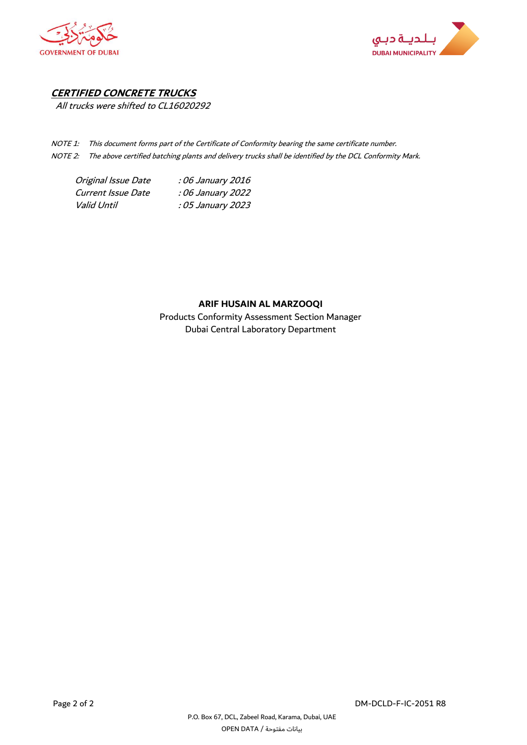## ***CERTIFIED CONCRETE TRUCKS***

*All trucks were shifted to CL16020292*

*NOTE 1: This document forms part of the Certificate of Conformity bearing the same certificate number.*

*NOTE 2: The above certified batching plants and delivery trucks shall be identified by the DCL Conformity Mark.*

| | |
|---|---|
| *Original Issue Date* | *: 06 January 2016* |
| *Current Issue Date* | *: 06 January 2022* |
| *Valid Until* | *: 05 January 2023* |

**ARIF HUSAIN AL MARZOOQI**

Products Conformity Assessment Section Manager

Dubai Central Laboratory Department

DM-DCLD-F-IC-2051 R8

P.O. Box 67, DCL, Zabeel Road, Karama, Dubai, UAE

OPEN DATA / بيانات مفتوحة